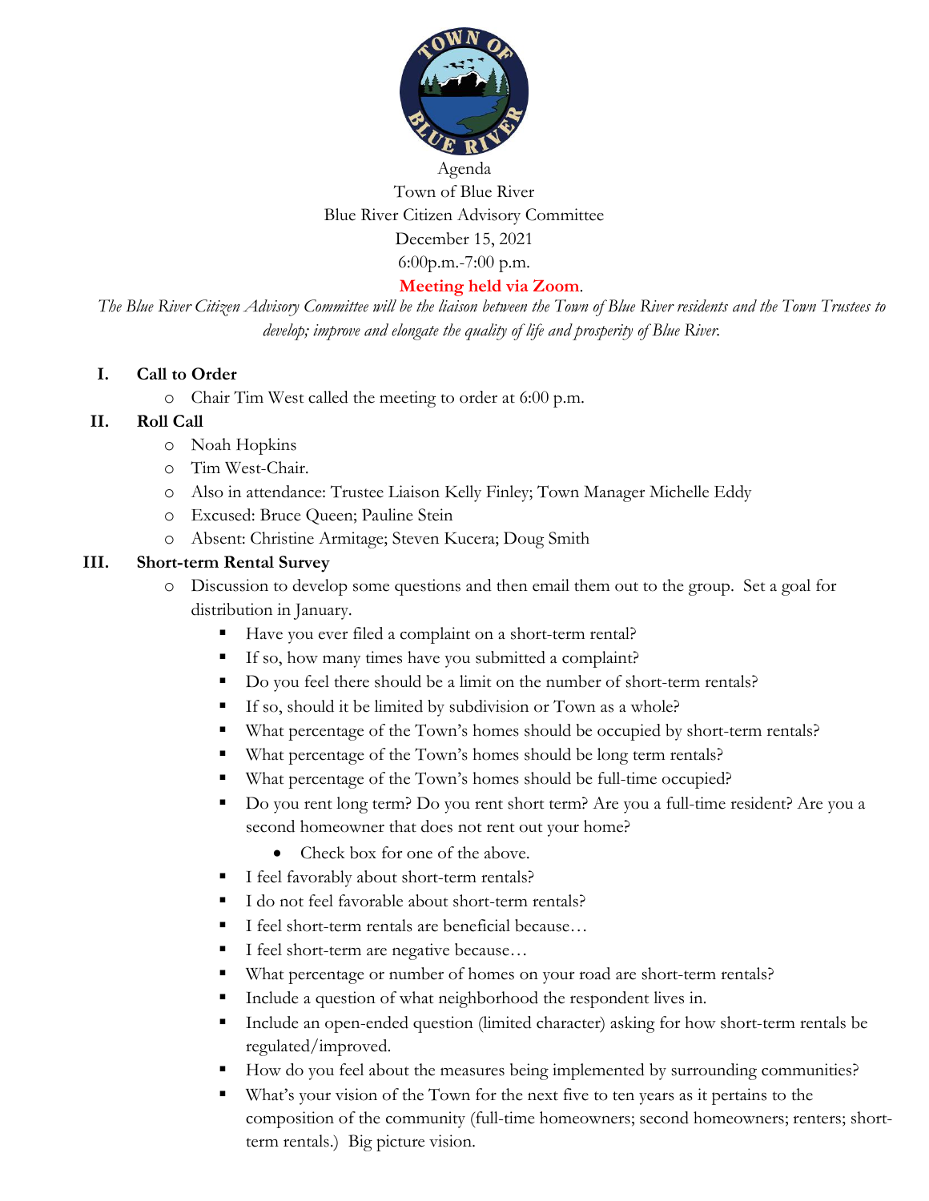Agenda
Town of Blue River
Blue River Citizen Advisory Committee
December 15, 2021
6:00p.m.-7:00 p.m.

**Meeting held via Zoom**.

*The Blue River Citizen Advisory Committee will be the liaison between the Town of Blue River residents and the Town Trustees to develop; improve and elongate the quality of life and prosperity of Blue River.*

## I. Call to Order

- Chair Tim West called the meeting to order at 6:00 p.m.

## II. Roll Call

- Noah Hopkins
- Tim West-Chair.
- Also in attendance: Trustee Liaison Kelly Finley; Town Manager Michelle Eddy
- Excused: Bruce Queen; Pauline Stein
- Absent: Christine Armitage; Steven Kucera; Doug Smith

## III. Short-term Rental Survey

- Discussion to develop some questions and then email them out to the group. Set a goal for distribution in January.
  - Have you ever filed a complaint on a short-term rental?
  - If so, how many times have you submitted a complaint?
  - Do you feel there should be a limit on the number of short-term rentals?
  - If so, should it be limited by subdivision or Town as a whole?
  - What percentage of the Town's homes should be occupied by short-term rentals?
  - What percentage of the Town's homes should be long term rentals?
  - What percentage of the Town's homes should be full-time occupied?
  - Do you rent long term? Do you rent short term? Are you a full-time resident? Are you a second homeowner that does not rent out your home?
    - Check box for one of the above.
  - I feel favorably about short-term rentals?
  - I do not feel favorable about short-term rentals?
  - I feel short-term rentals are beneficial because…
  - I feel short-term are negative because…
  - What percentage or number of homes on your road are short-term rentals?
  - Include a question of what neighborhood the respondent lives in.
  - Include an open-ended question (limited character) asking for how short-term rentals be regulated/improved.
  - How do you feel about the measures being implemented by surrounding communities?
  - What's your vision of the Town for the next five to ten years as it pertains to the composition of the community (full-time homeowners; second homeowners; renters; short-term rentals.) Big picture vision.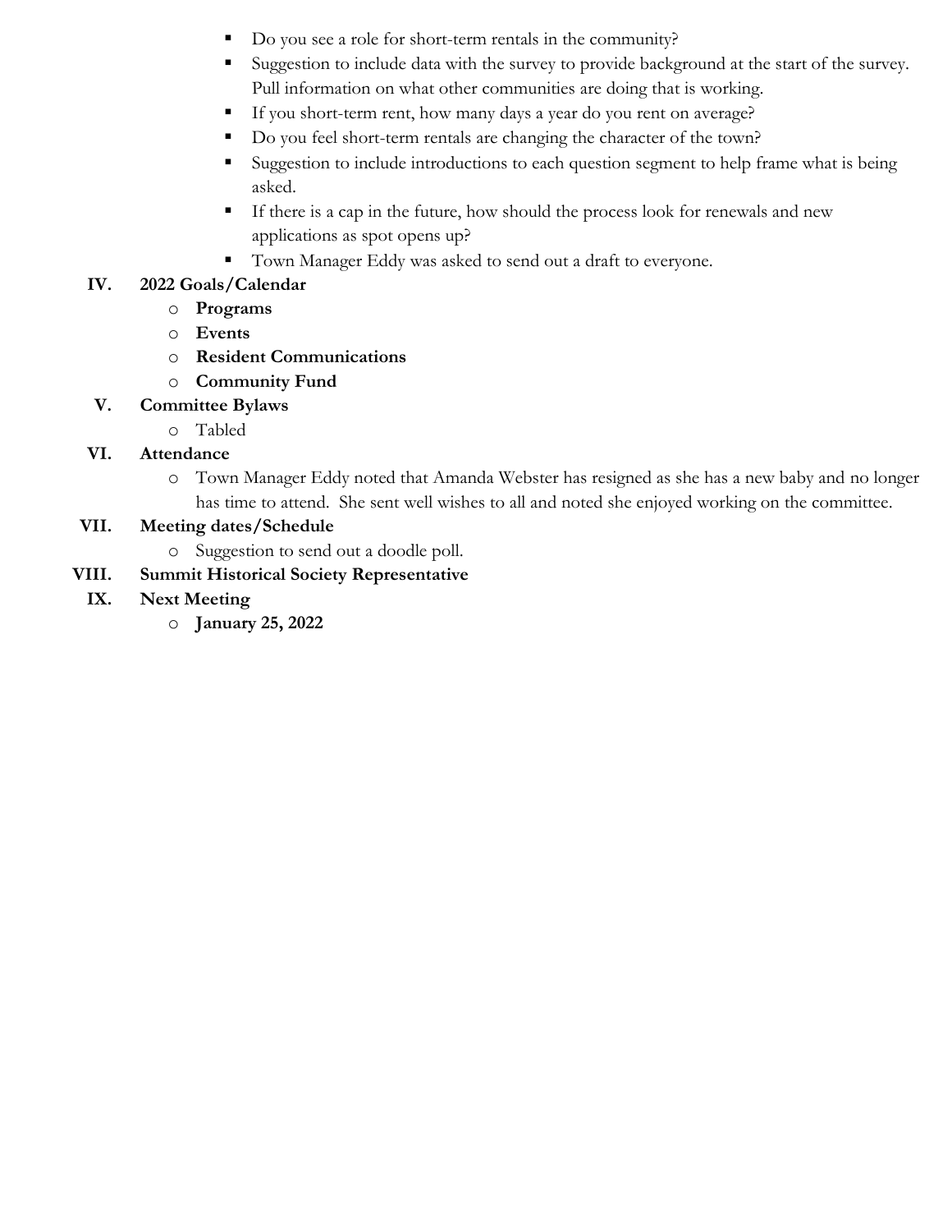- Do you see a role for short-term rentals in the community?
  - Suggestion to include data with the survey to provide background at the start of the survey. Pull information on what other communities are doing that is working.
  - If you short-term rent, how many days a year do you rent on average?
  - Do you feel short-term rentals are changing the character of the town?
  - Suggestion to include introductions to each question segment to help frame what is being asked.
  - If there is a cap in the future, how should the process look for renewals and new applications as spot opens up?
  - Town Manager Eddy was asked to send out a draft to everyone.

IV. **2022 Goals/Calendar**
   - **Programs**
   - **Events**
   - **Resident Communications**
   - **Community Fund**

V. **Committee Bylaws**
   - Tabled

VI. **Attendance**
   - Town Manager Eddy noted that Amanda Webster has resigned as she has a new baby and no longer has time to attend. She sent well wishes to all and noted she enjoyed working on the committee.

VII. **Meeting dates/Schedule**
   - Suggestion to send out a doodle poll.

VIII. **Summit Historical Society Representative**

IX. **Next Meeting**
   - **January 25, 2022**